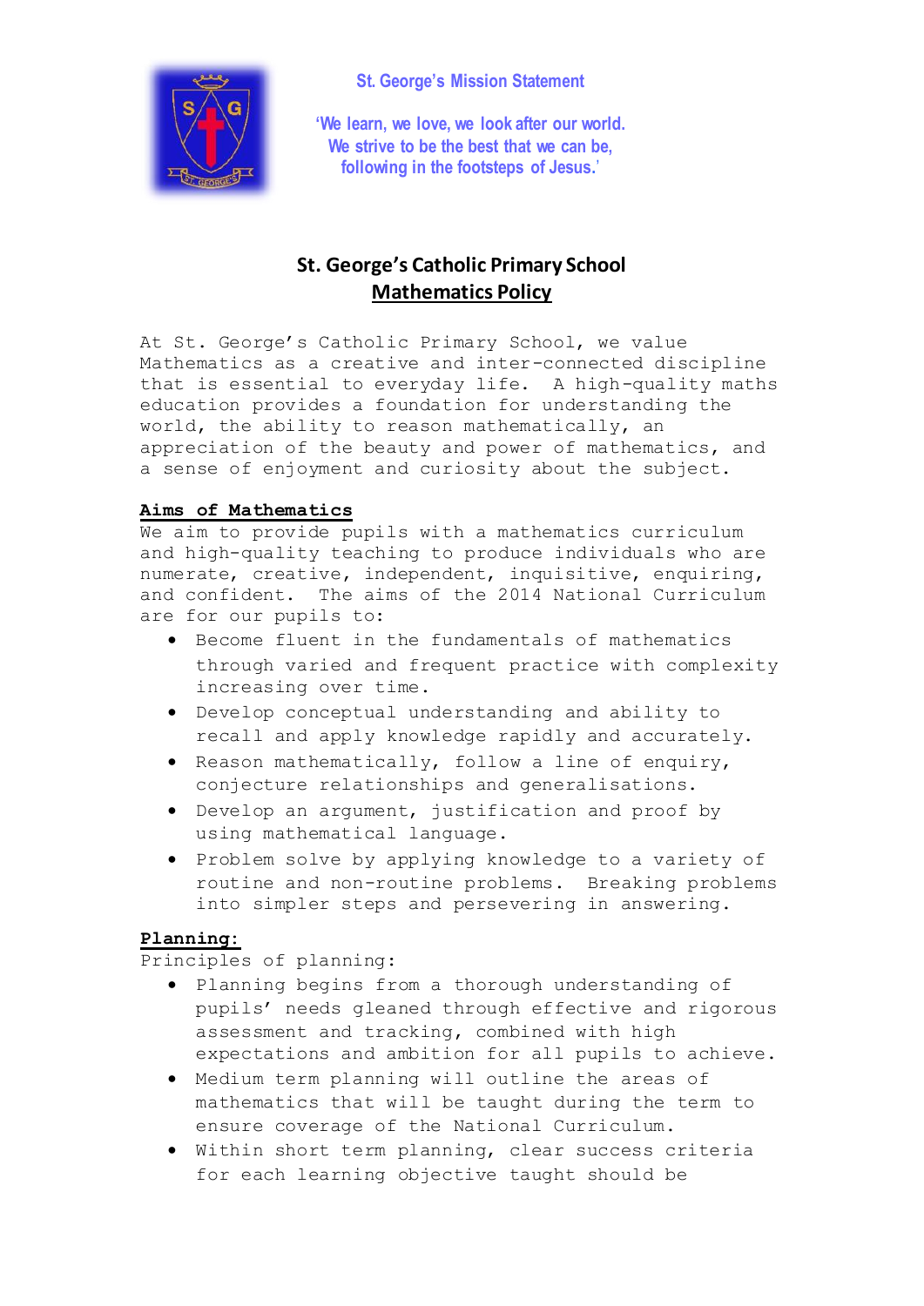St. George's Mission Statement

'We learn, we love, we look after our world.
We strive to be the best that we can be,
following in the footsteps of Jesus.'

# St. George's Catholic Primary School
## Mathematics Policy

At St. George's Catholic Primary School, we value Mathematics as a creative and inter-connected discipline that is essential to everyday life. A high-quality maths education provides a foundation for understanding the world, the ability to reason mathematically, an appreciation of the beauty and power of mathematics, and a sense of enjoyment and curiosity about the subject.

### Aims of Mathematics

We aim to provide pupils with a mathematics curriculum and high-quality teaching to produce individuals who are numerate, creative, independent, inquisitive, enquiring, and confident. The aims of the 2014 National Curriculum are for our pupils to:

- Become fluent in the fundamentals of mathematics through varied and frequent practice with complexity increasing over time.
- Develop conceptual understanding and ability to recall and apply knowledge rapidly and accurately.
- Reason mathematically, follow a line of enquiry, conjecture relationships and generalisations.
- Develop an argument, justification and proof by using mathematical language.
- Problem solve by applying knowledge to a variety of routine and non-routine problems. Breaking problems into simpler steps and persevering in answering.

### Planning:

Principles of planning:

- Planning begins from a thorough understanding of pupils' needs gleaned through effective and rigorous assessment and tracking, combined with high expectations and ambition for all pupils to achieve.
- Medium term planning will outline the areas of mathematics that will be taught during the term to ensure coverage of the National Curriculum.
- Within short term planning, clear success criteria for each learning objective taught should be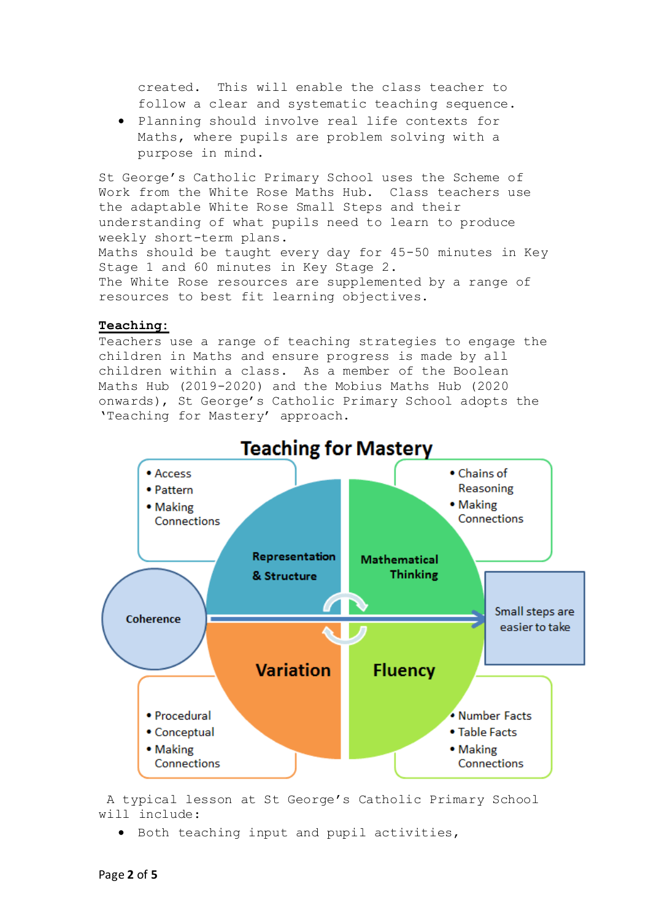created. This will enable the class teacher to follow a clear and systematic teaching sequence.

- Planning should involve real life contexts for Maths, where pupils are problem solving with a purpose in mind.

St George's Catholic Primary School uses the Scheme of Work from the White Rose Maths Hub. Class teachers use the adaptable White Rose Small Steps and their understanding of what pupils need to learn to produce weekly short-term plans.
Maths should be taught every day for 45-50 minutes in Key Stage 1 and 60 minutes in Key Stage 2.
The White Rose resources are supplemented by a range of resources to best fit learning objectives.

**Teaching:**

Teachers use a range of teaching strategies to engage the children in Maths and ensure progress is made by all children within a class. As a member of the Boolean Maths Hub (2019-2020) and the Mobius Maths Hub (2020 onwards), St George's Catholic Primary School adopts the 'Teaching for Mastery' approach.

**Teaching for Mastery**

- Representation & Structure
  - Access
  - Pattern
  - Making Connections
- Mathematical Thinking
  - Chains of Reasoning
  - Making Connections
- Variation
  - Procedural
  - Conceptual
  - Making Connections
- Fluency
  - Number Facts
  - Table Facts
  - Making Connections

Coherence → Small steps are easier to take

A typical lesson at St George's Catholic Primary School will include:

- Both teaching input and pupil activities,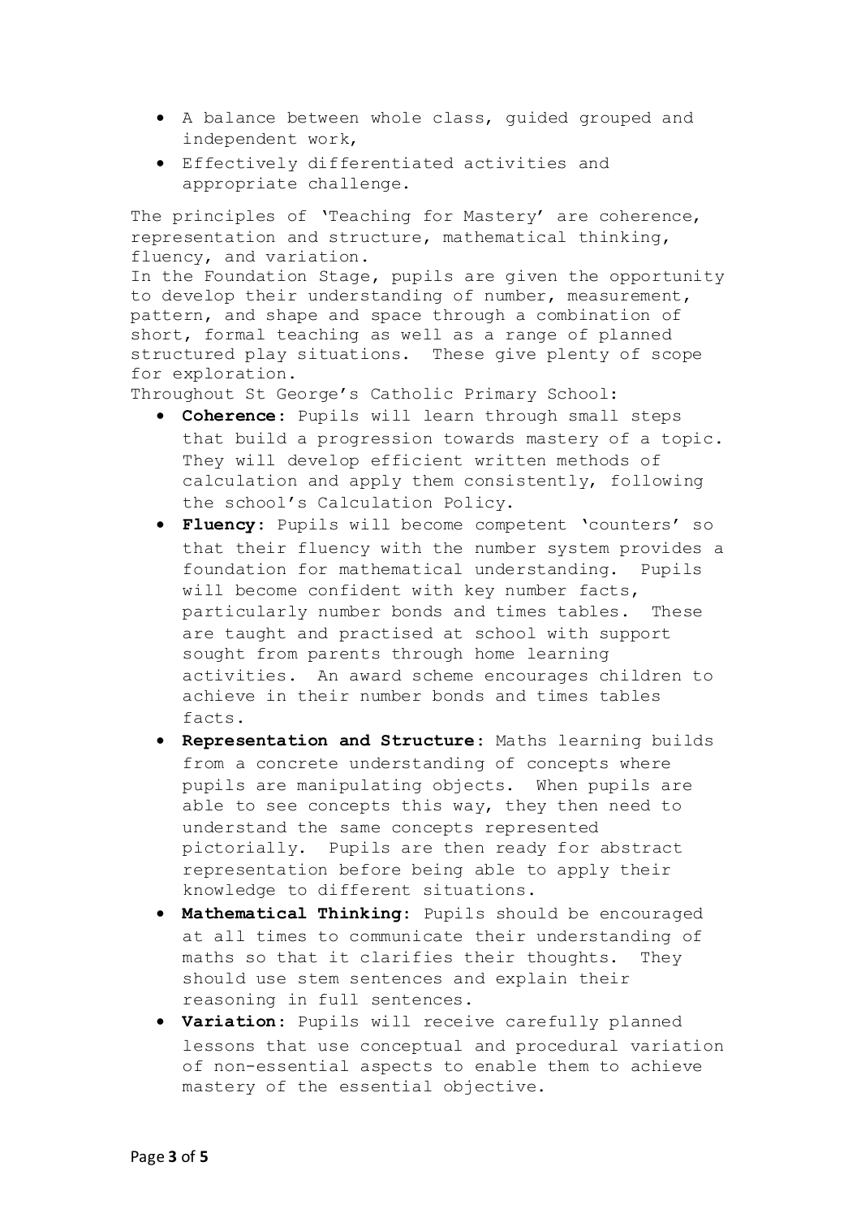- A balance between whole class, guided grouped and independent work,
- Effectively differentiated activities and appropriate challenge.

The principles of 'Teaching for Mastery' are coherence, representation and structure, mathematical thinking, fluency, and variation.
In the Foundation Stage, pupils are given the opportunity to develop their understanding of number, measurement, pattern, and shape and space through a combination of short, formal teaching as well as a range of planned structured play situations. These give plenty of scope for exploration.
Throughout St George's Catholic Primary School:

- **Coherence**: Pupils will learn through small steps that build a progression towards mastery of a topic. They will develop efficient written methods of calculation and apply them consistently, following the school's Calculation Policy.
- **Fluency**: Pupils will become competent 'counters' so that their fluency with the number system provides a foundation for mathematical understanding. Pupils will become confident with key number facts, particularly number bonds and times tables. These are taught and practised at school with support sought from parents through home learning activities. An award scheme encourages children to achieve in their number bonds and times tables facts.
- **Representation and Structure**: Maths learning builds from a concrete understanding of concepts where pupils are manipulating objects. When pupils are able to see concepts this way, they then need to understand the same concepts represented pictorially. Pupils are then ready for abstract representation before being able to apply their knowledge to different situations.
- **Mathematical Thinking**: Pupils should be encouraged at all times to communicate their understanding of maths so that it clarifies their thoughts. They should use stem sentences and explain their reasoning in full sentences.
- **Variation**: Pupils will receive carefully planned lessons that use conceptual and procedural variation of non-essential aspects to enable them to achieve mastery of the essential objective.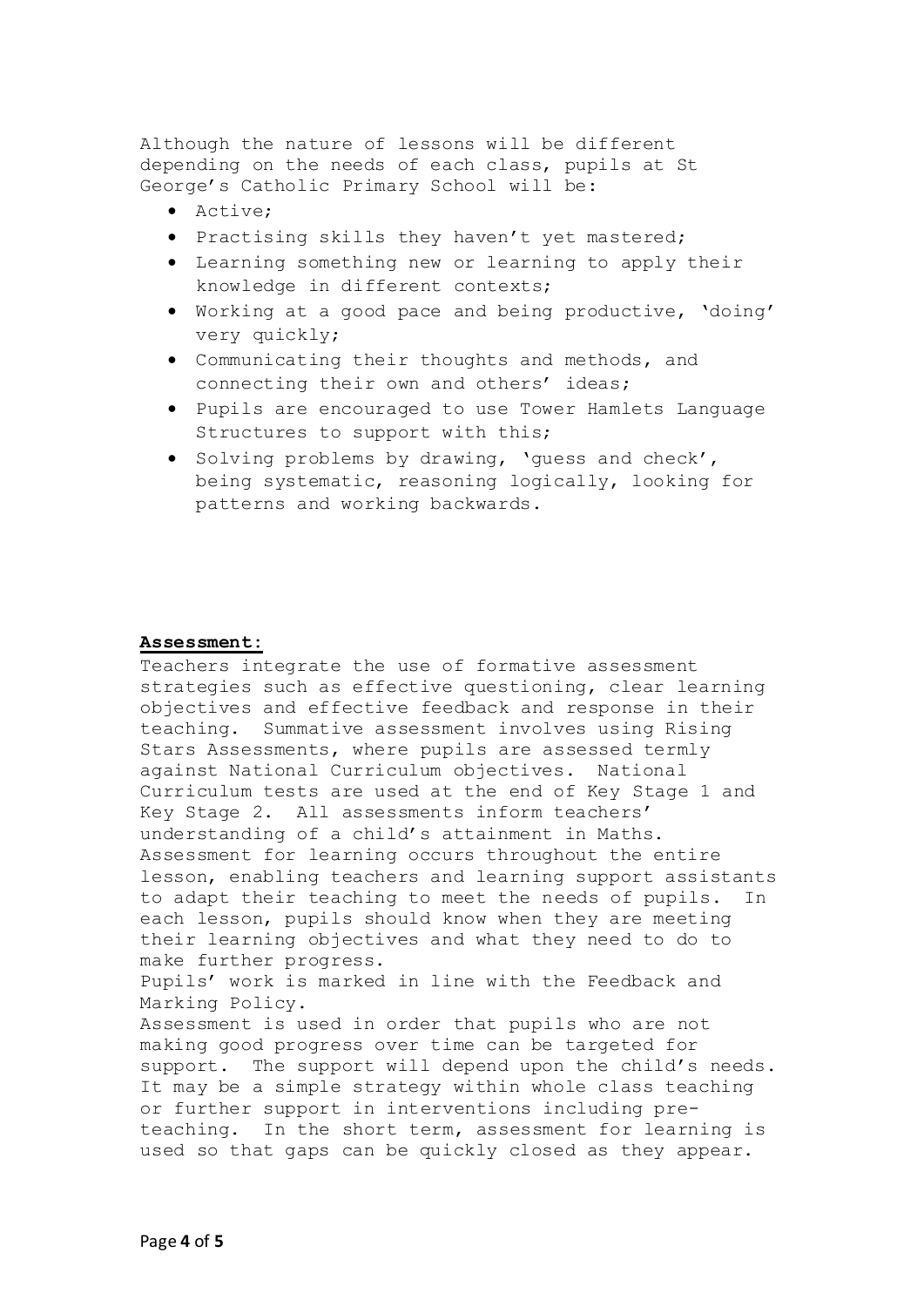Although the nature of lessons will be different depending on the needs of each class, pupils at St George's Catholic Primary School will be:

- Active;
- Practising skills they haven't yet mastered;
- Learning something new or learning to apply their knowledge in different contexts;
- Working at a good pace and being productive, 'doing' very quickly;
- Communicating their thoughts and methods, and connecting their own and others' ideas;
- Pupils are encouraged to use Tower Hamlets Language Structures to support with this;
- Solving problems by drawing, 'guess and check', being systematic, reasoning logically, looking for patterns and working backwards.

**Assessment:**

Teachers integrate the use of formative assessment strategies such as effective questioning, clear learning objectives and effective feedback and response in their teaching. Summative assessment involves using Rising Stars Assessments, where pupils are assessed termly against National Curriculum objectives. National Curriculum tests are used at the end of Key Stage 1 and Key Stage 2. All assessments inform teachers' understanding of a child's attainment in Maths. Assessment for learning occurs throughout the entire lesson, enabling teachers and learning support assistants to adapt their teaching to meet the needs of pupils. In each lesson, pupils should know when they are meeting their learning objectives and what they need to do to make further progress.

Pupils' work is marked in line with the Feedback and Marking Policy.

Assessment is used in order that pupils who are not making good progress over time can be targeted for support. The support will depend upon the child's needs. It may be a simple strategy within whole class teaching or further support in interventions including pre-teaching. In the short term, assessment for learning is used so that gaps can be quickly closed as they appear.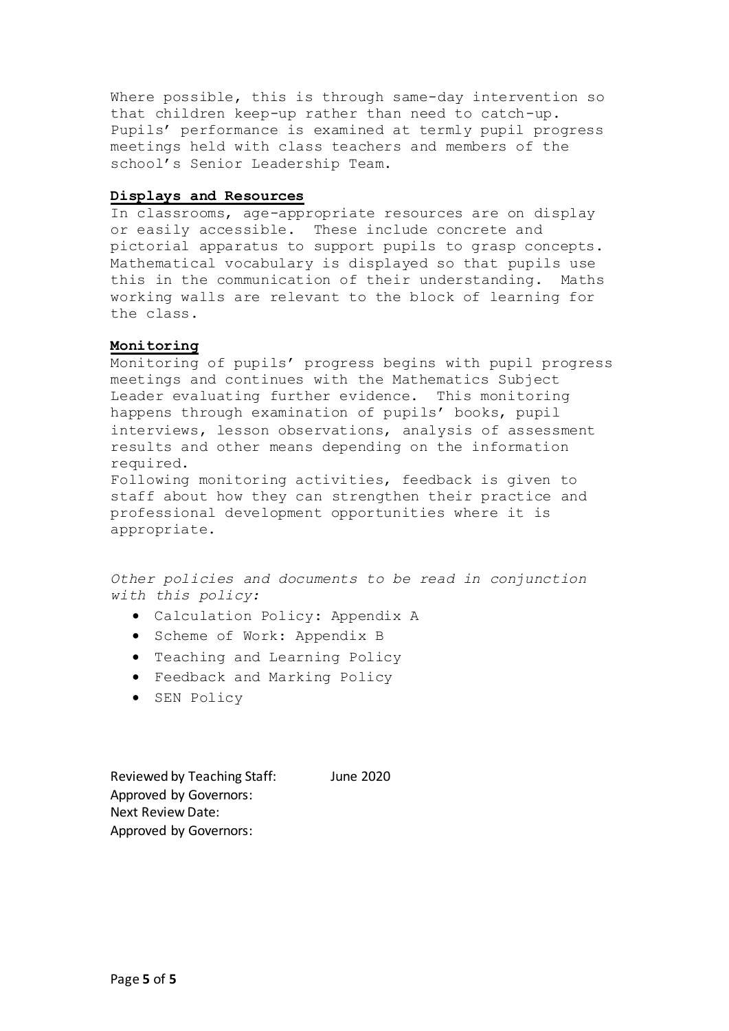Where possible, this is through same-day intervention so that children keep-up rather than need to catch-up. Pupils' performance is examined at termly pupil progress meetings held with class teachers and members of the school's Senior Leadership Team.

**Displays and Resources**

In classrooms, age-appropriate resources are on display or easily accessible. These include concrete and pictorial apparatus to support pupils to grasp concepts. Mathematical vocabulary is displayed so that pupils use this in the communication of their understanding. Maths working walls are relevant to the block of learning for the class.

**Monitoring**

Monitoring of pupils' progress begins with pupil progress meetings and continues with the Mathematics Subject Leader evaluating further evidence. This monitoring happens through examination of pupils' books, pupil interviews, lesson observations, analysis of assessment results and other means depending on the information required.

Following monitoring activities, feedback is given to staff about how they can strengthen their practice and professional development opportunities where it is appropriate.

*Other policies and documents to be read in conjunction with this policy:*

- Calculation Policy: Appendix A
- Scheme of Work: Appendix B
- Teaching and Learning Policy
- Feedback and Marking Policy
- SEN Policy

Reviewed by Teaching Staff: June 2020
Approved by Governors:
Next Review Date:
Approved by Governors: